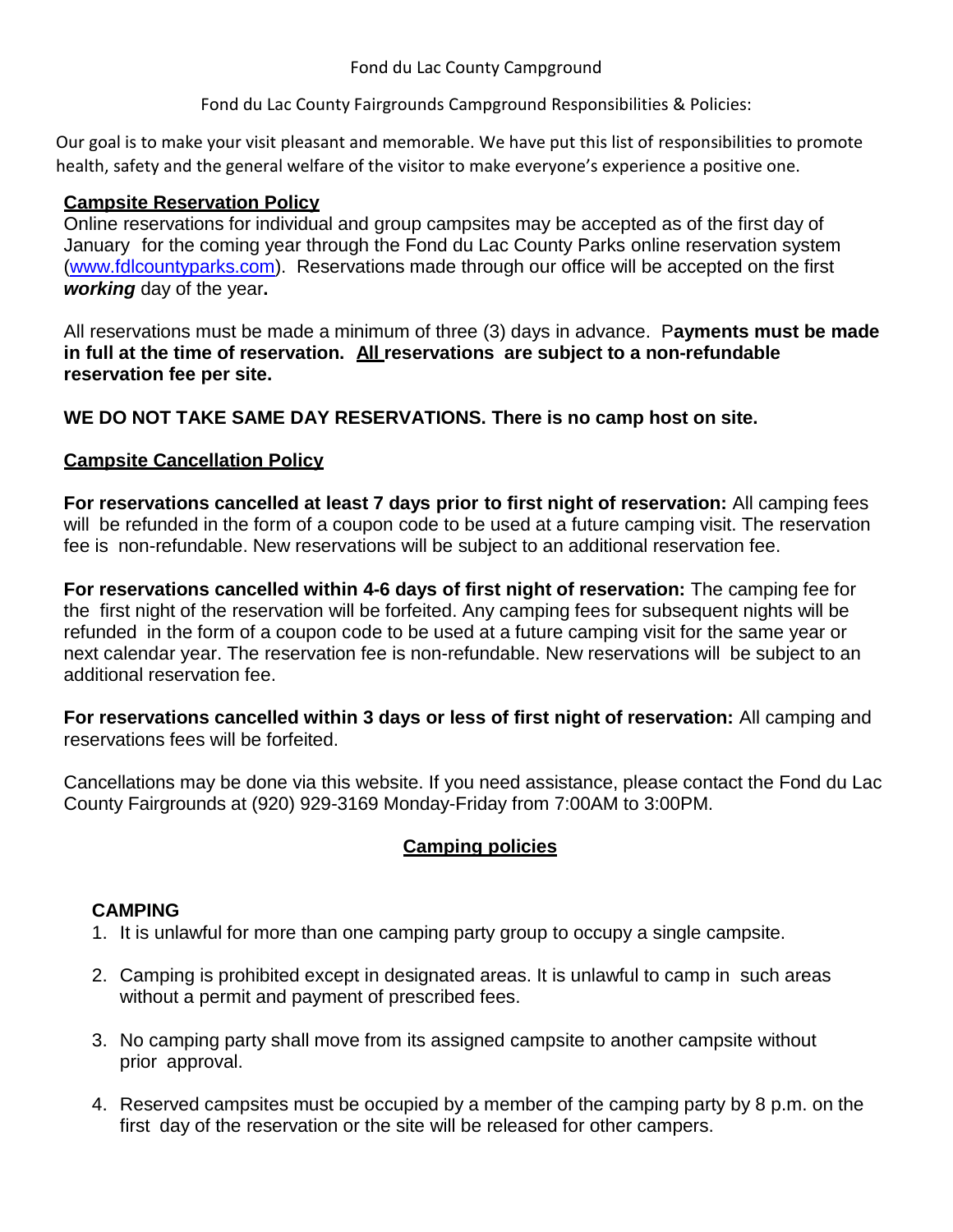Fond du Lac County Campground

Fond du Lac County Fairgrounds Campground Responsibilities & Policies:

Our goal is to make your visit pleasant and memorable. We have put this list of responsibilities to promote health, safety and the general welfare of the visitor to make everyone's experience a positive one.

## Campsite Reservation Policy

Online reservations for individual and group campsites may be accepted as of the first day of January for the coming year through the Fond du Lac County Parks online reservation system (www.fdlcountyparks.com). Reservations made through our office will be accepted on the first ***working*** day of the year**.**

All reservations must be made a minimum of three (3) days in advance. P**ayments must be made in full at the time of reservation. All reservations are subject to a non-refundable reservation fee per site.**

**WE DO NOT TAKE SAME DAY RESERVATIONS. There is no camp host on site.**

## Campsite Cancellation Policy

**For reservations cancelled at least 7 days prior to first night of reservation:** All camping fees will be refunded in the form of a coupon code to be used at a future camping visit. The reservation fee is non-refundable. New reservations will be subject to an additional reservation fee.

**For reservations cancelled within 4-6 days of first night of reservation:** The camping fee for the first night of the reservation will be forfeited. Any camping fees for subsequent nights will be refunded in the form of a coupon code to be used at a future camping visit for the same year or next calendar year. The reservation fee is non-refundable. New reservations will be subject to an additional reservation fee.

**For reservations cancelled within 3 days or less of first night of reservation:** All camping and reservations fees will be forfeited.

Cancellations may be done via this website. If you need assistance, please contact the Fond du Lac County Fairgrounds at (920) 929-3169 Monday-Friday from 7:00AM to 3:00PM.

## Camping policies

### CAMPING

1. It is unlawful for more than one camping party group to occupy a single campsite.
2. Camping is prohibited except in designated areas. It is unlawful to camp in such areas without a permit and payment of prescribed fees.
3. No camping party shall move from its assigned campsite to another campsite without prior approval.
4. Reserved campsites must be occupied by a member of the camping party by 8 p.m. on the first day of the reservation or the site will be released for other campers.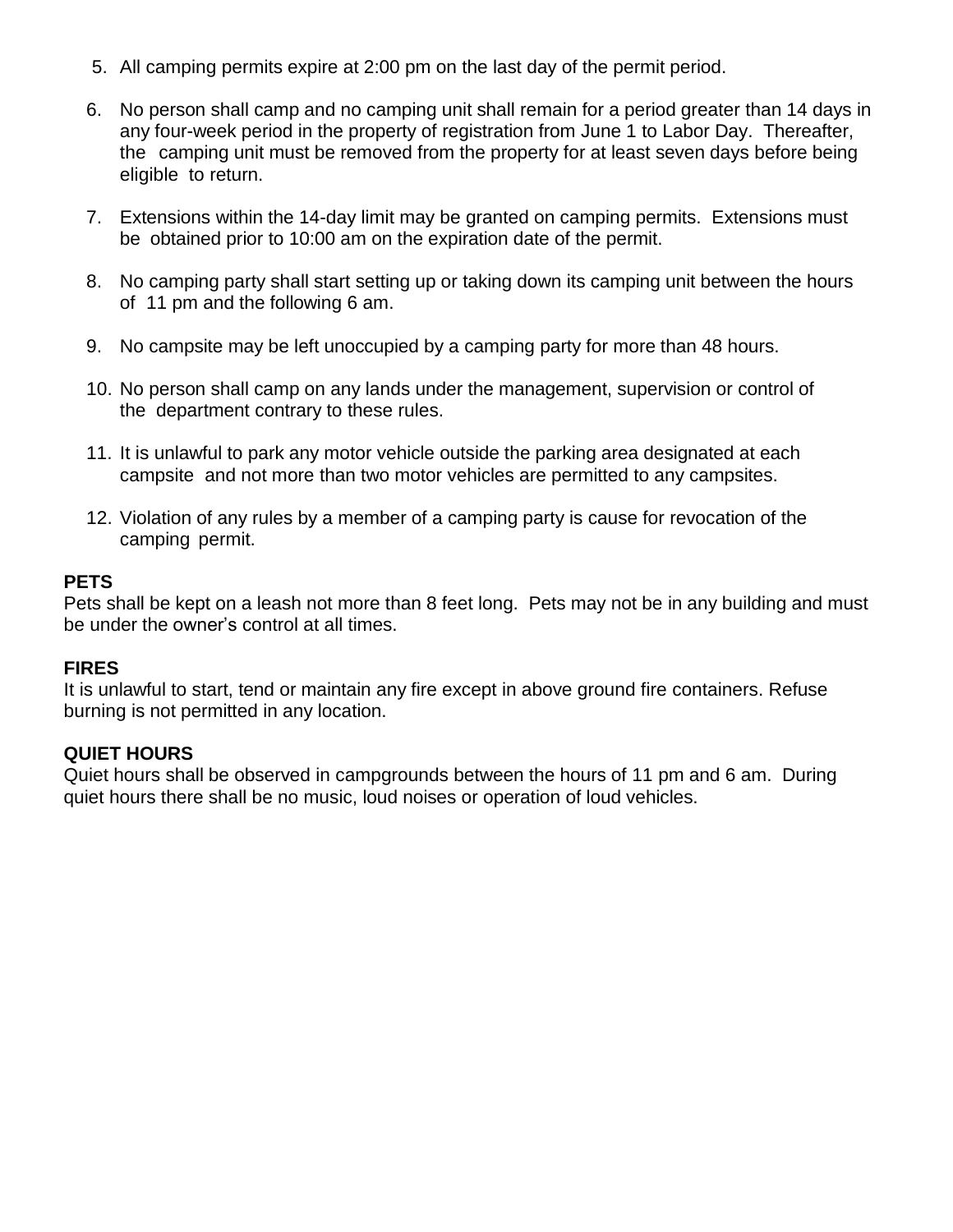5. All camping permits expire at 2:00 pm on the last day of the permit period.
6. No person shall camp and no camping unit shall remain for a period greater than 14 days in any four-week period in the property of registration from June 1 to Labor Day. Thereafter, the camping unit must be removed from the property for at least seven days before being eligible to return.
7. Extensions within the 14-day limit may be granted on camping permits. Extensions must be obtained prior to 10:00 am on the expiration date of the permit.
8. No camping party shall start setting up or taking down its camping unit between the hours of 11 pm and the following 6 am.
9. No campsite may be left unoccupied by a camping party for more than 48 hours.
10. No person shall camp on any lands under the management, supervision or control of the department contrary to these rules.
11. It is unlawful to park any motor vehicle outside the parking area designated at each campsite and not more than two motor vehicles are permitted to any campsites.
12. Violation of any rules by a member of a camping party is cause for revocation of the camping permit.

**PETS**

Pets shall be kept on a leash not more than 8 feet long. Pets may not be in any building and must be under the owner's control at all times.

**FIRES**

It is unlawful to start, tend or maintain any fire except in above ground fire containers. Refuse burning is not permitted in any location.

**QUIET HOURS**

Quiet hours shall be observed in campgrounds between the hours of 11 pm and 6 am. During quiet hours there shall be no music, loud noises or operation of loud vehicles.